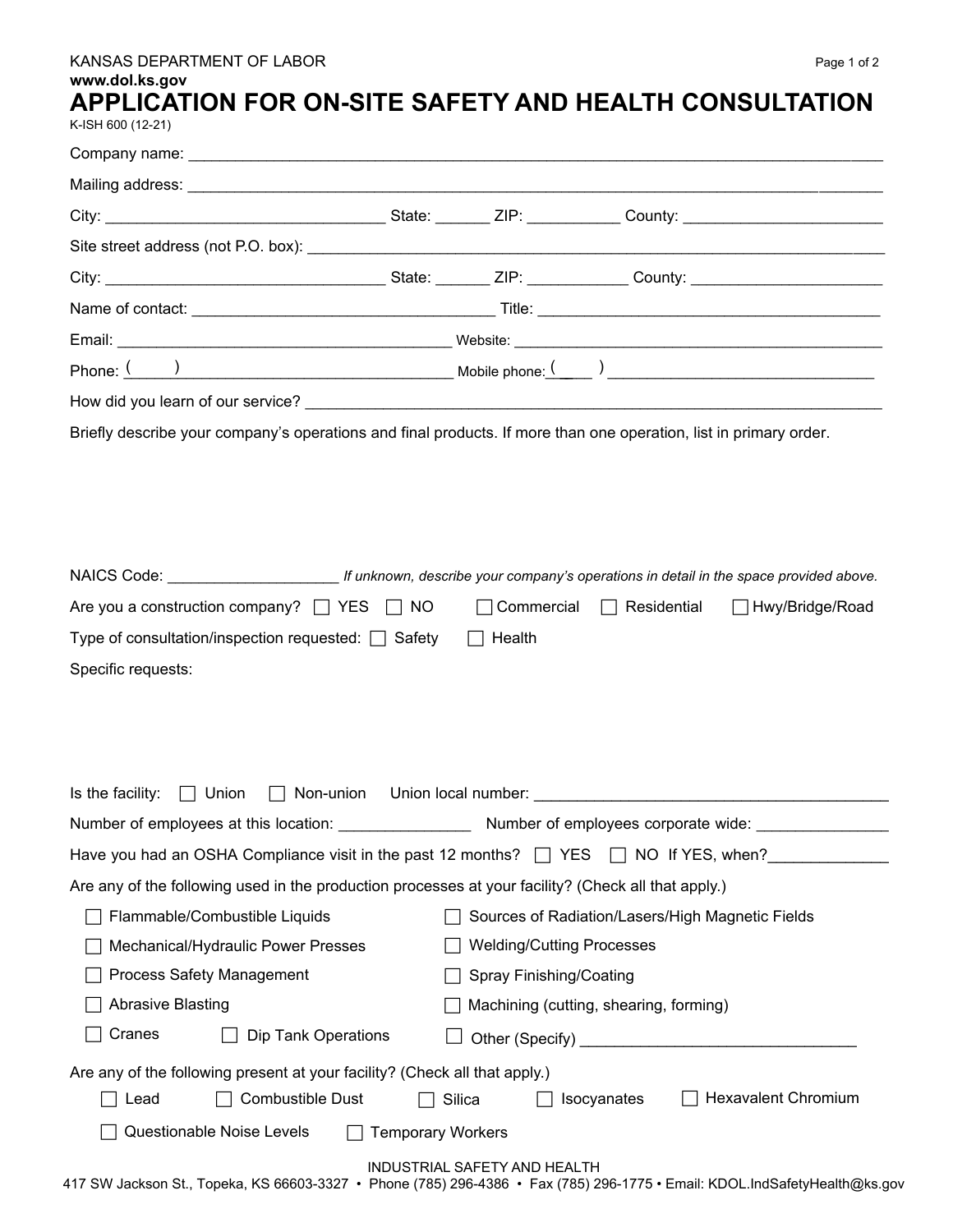KANSAS DEPARTMENT OF LABOR

**www.dol.ks.gov**

# APPLICATION FOR ON-SITE SAFETY AND HEALTH CONSULTATION

K-ISH 600 (12-21)

Company name: ____________________________________________

Mailing address: ____________________________________________

City: ____________________ State: ______ ZIP: __________ County: ____________________

Site street address (not P.O. box): ____________________________________________

City: ____________________ State: ______ ZIP: __________ County: ____________________

Name of contact: ____________________ Title: ____________________

Email: ____________________ Website: ____________________

Phone: ( ) ____________________ Mobile phone: ( ) ____________________

How did you learn of our service? ____________________________________________

Briefly describe your company's operations and final products. If more than one operation, list in primary order.

NAICS Code: ____________________ *If unknown, describe your company's operations in detail in the space provided above.*

Are you a construction company? ☐ YES ☐ NO ☐ Commercial ☐ Residential ☐ Hwy/Bridge/Road

Type of consultation/inspection requested: ☐ Safety ☐ Health

Specific requests:

Is the facility: ☐ Union ☐ Non-union Union local number: ____________________

Number of employees at this location: ______________ Number of employees corporate wide: ______________

Have you had an OSHA Compliance visit in the past 12 months? ☐ YES ☐ NO If YES, when? ______________

Are any of the following used in the production processes at your facility? (Check all that apply.)

- ☐ Flammable/Combustible Liquids
- ☐ Mechanical/Hydraulic Power Presses
- ☐ Process Safety Management
- ☐ Abrasive Blasting
- ☐ Cranes
- ☐ Dip Tank Operations
- ☐ Sources of Radiation/Lasers/High Magnetic Fields
- ☐ Welding/Cutting Processes
- ☐ Spray Finishing/Coating
- ☐ Machining (cutting, shearing, forming)
- ☐ Other (Specify) ____________________

Are any of the following present at your facility? (Check all that apply.)

- ☐ Lead
- ☐ Combustible Dust
- ☐ Silica
- ☐ Isocyanates
- ☐ Hexavalent Chromium
- ☐ Questionable Noise Levels
- ☐ Temporary Workers

INDUSTRIAL SAFETY AND HEALTH

417 SW Jackson St., Topeka, KS 66603-3327 • Phone (785) 296-4386 • Fax (785) 296-1775 • Email: KDOL.IndSafetyHealth@ks.gov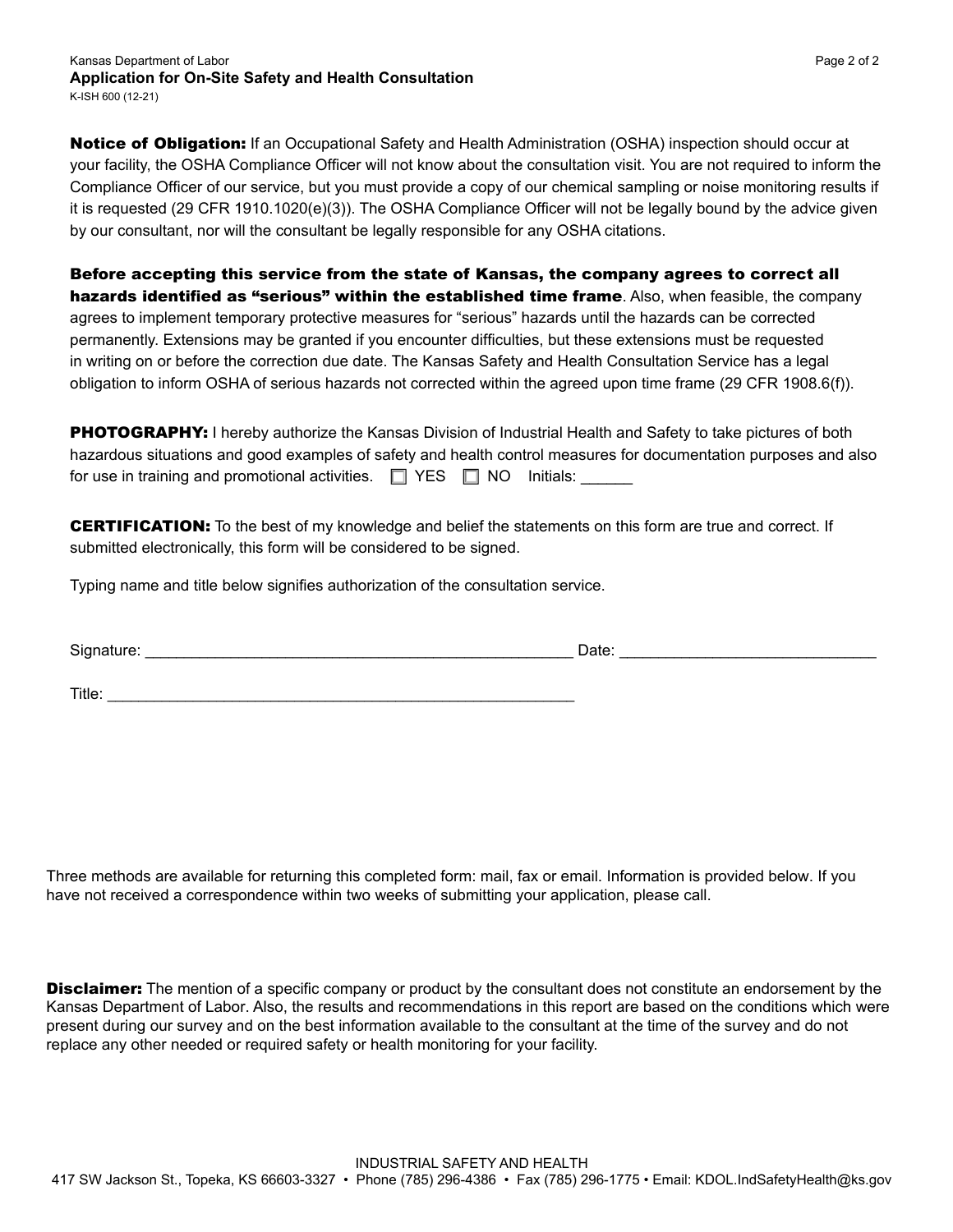**Notice of Obligation:** If an Occupational Safety and Health Administration (OSHA) inspection should occur at your facility, the OSHA Compliance Officer will not know about the consultation visit. You are not required to inform the Compliance Officer of our service, but you must provide a copy of our chemical sampling or noise monitoring results if it is requested (29 CFR 1910.1020(e)(3)). The OSHA Compliance Officer will not be legally bound by the advice given by our consultant, nor will the consultant be legally responsible for any OSHA citations.

**Before accepting this service from the state of Kansas, the company agrees to correct all hazards identified as "serious" within the established time frame**. Also, when feasible, the company agrees to implement temporary protective measures for "serious" hazards until the hazards can be corrected permanently. Extensions may be granted if you encounter difficulties, but these extensions must be requested in writing on or before the correction due date. The Kansas Safety and Health Consultation Service has a legal obligation to inform OSHA of serious hazards not corrected within the agreed upon time frame (29 CFR 1908.6(f)).

**PHOTOGRAPHY:** I hereby authorize the Kansas Division of Industrial Health and Safety to take pictures of both hazardous situations and good examples of safety and health control measures for documentation purposes and also for use in training and promotional activities. ☐ YES ☐ NO Initials: ______

**CERTIFICATION:** To the best of my knowledge and belief the statements on this form are true and correct. If submitted electronically, this form will be considered to be signed.

Typing name and title below signifies authorization of the consultation service.

Signature: ____________________________________________________ Date: ______________________________

Title: _________________________________________________________

Three methods are available for returning this completed form: mail, fax or email. Information is provided below. If you have not received a correspondence within two weeks of submitting your application, please call.

**Disclaimer:** The mention of a specific company or product by the consultant does not constitute an endorsement by the Kansas Department of Labor. Also, the results and recommendations in this report are based on the conditions which were present during our survey and on the best information available to the consultant at the time of the survey and do not replace any other needed or required safety or health monitoring for your facility.

INDUSTRIAL SAFETY AND HEALTH
417 SW Jackson St., Topeka, KS 66603-3327 • Phone (785) 296-4386 • Fax (785) 296-1775 • Email: KDOL.IndSafetyHealth@ks.gov